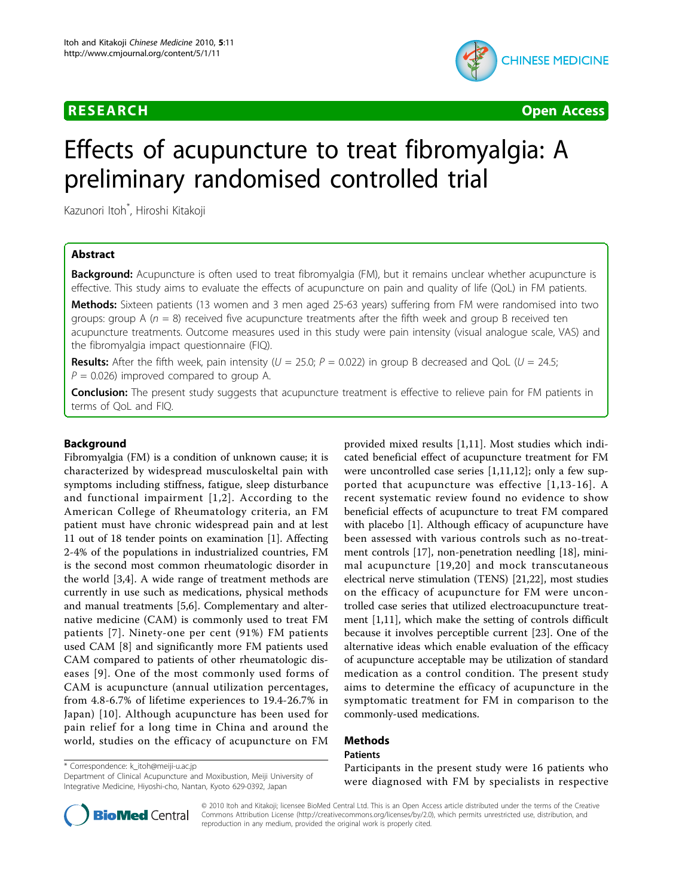RESEARCH Open Access

# Effects of acupuncture to treat fibromyalgia: A preliminary randomised controlled trial

Kazunori Itoh*, Hiroshi Kitakoji

## Abstract

**Background:** Acupuncture is often used to treat fibromyalgia (FM), but it remains unclear whether acupuncture is effective. This study aims to evaluate the effects of acupuncture on pain and quality of life (QoL) in FM patients.

**Methods:** Sixteen patients (13 women and 3 men aged 25-63 years) suffering from FM were randomised into two groups: group A ($n$ = 8) received five acupuncture treatments after the fifth week and group B received ten acupuncture treatments. Outcome measures used in this study were pain intensity (visual analogue scale, VAS) and the fibromyalgia impact questionnaire (FIQ).

**Results:** After the fifth week, pain intensity ($U$ = 25.0; $P$ = 0.022) in group B decreased and QoL ($U$ = 24.5; $P$ = 0.026) improved compared to group A.

**Conclusion:** The present study suggests that acupuncture treatment is effective to relieve pain for FM patients in terms of QoL and FIQ.

## Background

Fibromyalgia (FM) is a condition of unknown cause; it is characterized by widespread musculoskeltal pain with symptoms including stiffness, fatigue, sleep disturbance and functional impairment [1,2]. According to the American College of Rheumatology criteria, an FM patient must have chronic widespread pain and at lest 11 out of 18 tender points on examination [1]. Affecting 2-4% of the populations in industrialized countries, FM is the second most common rheumatologic disorder in the world [3,4]. A wide range of treatment methods are currently in use such as medications, physical methods and manual treatments [5,6]. Complementary and alternative medicine (CAM) is commonly used to treat FM patients [7]. Ninety-one per cent (91%) FM patients used CAM [8] and significantly more FM patients used CAM compared to patients of other rheumatologic diseases [9]. One of the most commonly used forms of CAM is acupuncture (annual utilization percentages, from 4.8-6.7% of lifetime experiences to 19.4-26.7% in Japan) [10]. Although acupuncture has been used for pain relief for a long time in China and around the world, studies on the efficacy of acupuncture on FM provided mixed results [1,11]. Most studies which indicated beneficial effect of acupuncture treatment for FM were uncontrolled case series [1,11,12]; only a few supported that acupuncture was effective [1,13-16]. A recent systematic review found no evidence to show beneficial effects of acupuncture to treat FM compared with placebo [1]. Although efficacy of acupuncture have been assessed with various controls such as no-treatment controls [17], non-penetration needling [18], minimal acupuncture [19,20] and mock transcutaneous electrical nerve stimulation (TENS) [21,22], most studies on the efficacy of acupuncture for FM were uncontrolled case series that utilized electroacupuncture treatment [1,11], which make the setting of controls difficult because it involves perceptible current [23]. One of the alternative ideas which enable evaluation of the efficacy of acupuncture acceptable may be utilization of standard medication as a control condition. The present study aims to determine the efficacy of acupuncture in the symptomatic treatment for FM in comparison to the commonly-used medications.

## Methods

### Patients

Participants in the present study were 16 patients who were diagnosed with FM by specialists in respective

\* Correspondence: k_itoh@meiji-u.ac.jp
Department of Clinical Acupuncture and Moxibustion, Meiji University of Integrative Medicine, Hiyoshi-cho, Nantan, Kyoto 629-0392, Japan

© 2010 Itoh and Kitakoji; licensee BioMed Central Ltd. This is an Open Access article distributed under the terms of the Creative Commons Attribution License (http://creativecommons.org/licenses/by/2.0), which permits unrestricted use, distribution, and reproduction in any medium, provided the original work is properly cited.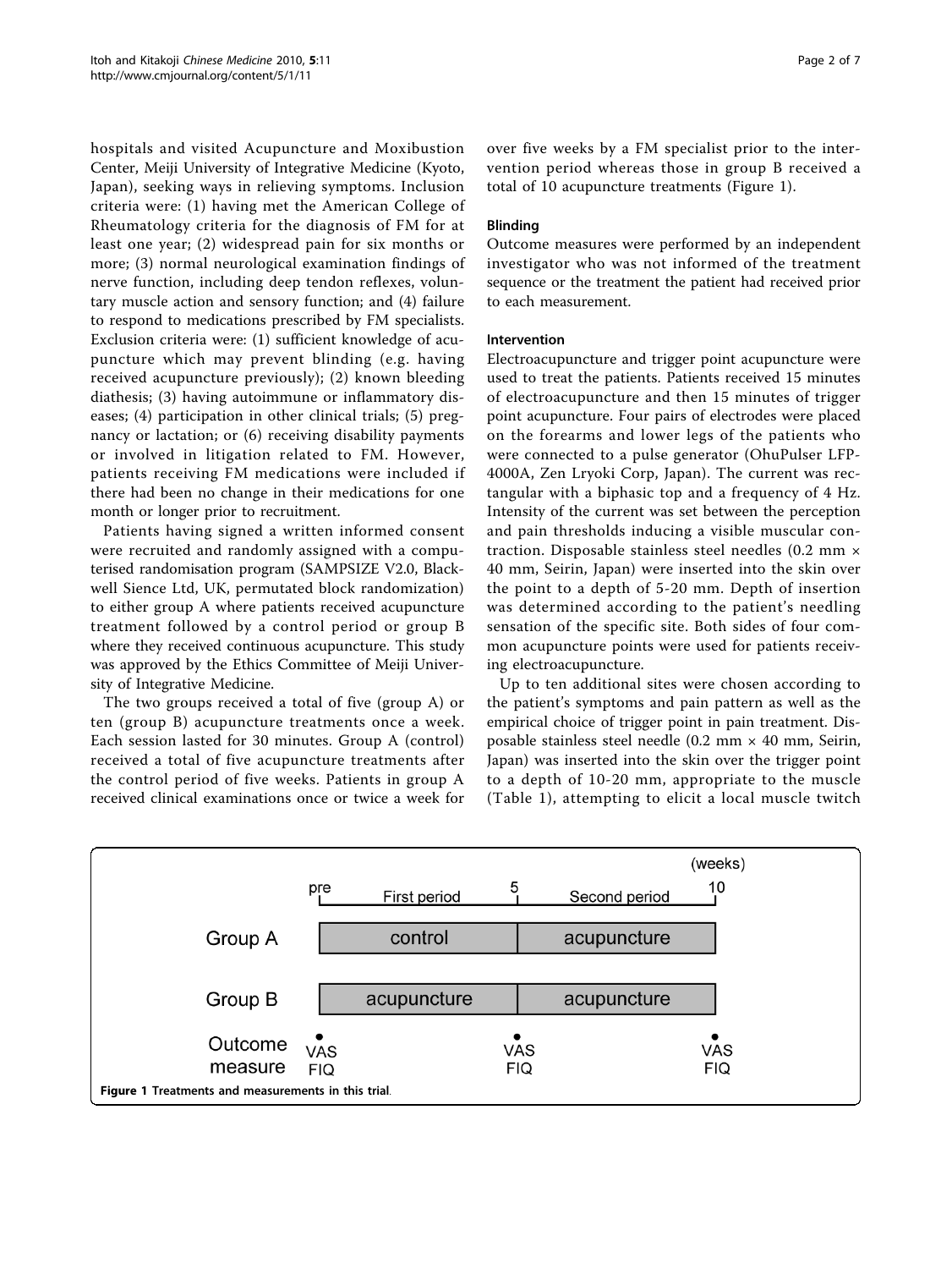hospitals and visited Acupuncture and Moxibustion Center, Meiji University of Integrative Medicine (Kyoto, Japan), seeking ways in relieving symptoms. Inclusion criteria were: (1) having met the American College of Rheumatology criteria for the diagnosis of FM for at least one year; (2) widespread pain for six months or more; (3) normal neurological examination findings of nerve function, including deep tendon reflexes, voluntary muscle action and sensory function; and (4) failure to respond to medications prescribed by FM specialists. Exclusion criteria were: (1) sufficient knowledge of acupuncture which may prevent blinding (e.g. having received acupuncture previously); (2) known bleeding diathesis; (3) having autoimmune or inflammatory diseases; (4) participation in other clinical trials; (5) pregnancy or lactation; or (6) receiving disability payments or involved in litigation related to FM. However, patients receiving FM medications were included if there had been no change in their medications for one month or longer prior to recruitment.

Patients having signed a written informed consent were recruited and randomly assigned with a computerised randomisation program (SAMPSIZE V2.0, Blackwell Sience Ltd, UK, permutated block randomization) to either group A where patients received acupuncture treatment followed by a control period or group B where they received continuous acupuncture. This study was approved by the Ethics Committee of Meiji University of Integrative Medicine.

The two groups received a total of five (group A) or ten (group B) acupuncture treatments once a week. Each session lasted for 30 minutes. Group A (control) received a total of five acupuncture treatments after the control period of five weeks. Patients in group A received clinical examinations once or twice a week for over five weeks by a FM specialist prior to the intervention period whereas those in group B received a total of 10 acupuncture treatments (Figure 1).

### Blinding

Outcome measures were performed by an independent investigator who was not informed of the treatment sequence or the treatment the patient had received prior to each measurement.

### Intervention

Electroacupuncture and trigger point acupuncture were used to treat the patients. Patients received 15 minutes of electroacupuncture and then 15 minutes of trigger point acupuncture. Four pairs of electrodes were placed on the forearms and lower legs of the patients who were connected to a pulse generator (OhuPulser LFP-4000A, Zen Lryoki Corp, Japan). The current was rectangular with a biphasic top and a frequency of 4 Hz. Intensity of the current was set between the perception and pain thresholds inducing a visible muscular contraction. Disposable stainless steel needles (0.2 mm × 40 mm, Seirin, Japan) were inserted into the skin over the point to a depth of 5-20 mm. Depth of insertion was determined according to the patient's needling sensation of the specific site. Both sides of four common acupuncture points were used for patients receiving electroacupuncture.

Up to ten additional sites were chosen according to the patient's symptoms and pain pattern as well as the empirical choice of trigger point in pain treatment. Disposable stainless steel needle (0.2 mm × 40 mm, Seirin, Japan) was inserted into the skin over the trigger point to a depth of 10-20 mm, appropriate to the muscle (Table 1), attempting to elicit a local muscle twitch

(weeks)

pre | First period | 5 | Second period | 10

Group A: control | acupuncture

Group B: acupuncture | acupuncture

Outcome measure: VAS FIQ | VAS FIQ | VAS FIQ

**Figure 1** Treatments and measurements in this trial.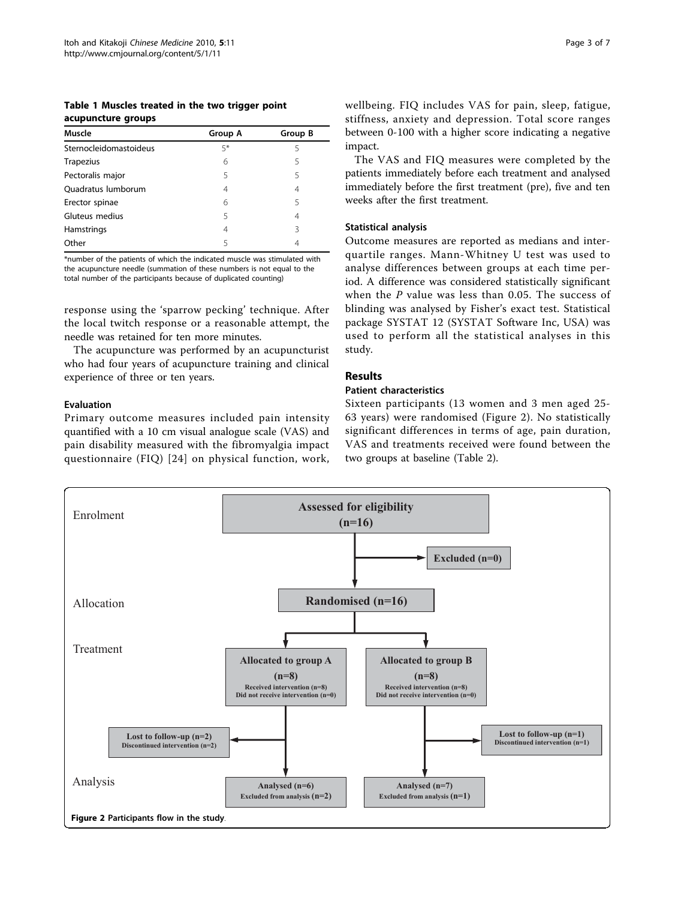**Table 1 Muscles treated in the two trigger point acupuncture groups**

| Muscle | Group A | Group B |
|---|---|---|
| Sternocleidomastoideus | 5* | 5 |
| Trapezius | 6 | 5 |
| Pectoralis major | 5 | 5 |
| Quadratus lumborum | 4 | 4 |
| Erector spinae | 6 | 5 |
| Gluteus medius | 5 | 4 |
| Hamstrings | 4 | 3 |
| Other | 5 | 4 |

*number of the patients of which the indicated muscle was stimulated with the acupuncture needle (summation of these numbers is not equal to the total number of the participants because of duplicated counting)

response using the 'sparrow pecking' technique. After the local twitch response or a reasonable attempt, the needle was retained for ten more minutes.

The acupuncture was performed by an acupuncturist who had four years of acupuncture training and clinical experience of three or ten years.

### Evaluation

Primary outcome measures included pain intensity quantified with a 10 cm visual analogue scale (VAS) and pain disability measured with the fibromyalgia impact questionnaire (FIQ) [24] on physical function, work, wellbeing. FIQ includes VAS for pain, sleep, fatigue, stiffness, anxiety and depression. Total score ranges between 0-100 with a higher score indicating a negative impact.

The VAS and FIQ measures were completed by the patients immediately before each treatment and analysed immediately before the first treatment (pre), five and ten weeks after the first treatment.

### Statistical analysis

Outcome measures are reported as medians and interquartile ranges. Mann-Whitney U test was used to analyse differences between groups at each time period. A difference was considered statistically significant when the $P$ value was less than 0.05. The success of blinding was analysed by Fisher's exact test. Statistical package SYSTAT 12 (SYSTAT Software Inc, USA) was used to perform all the statistical analyses in this study.

## Results

### Patient characteristics

Sixteen participants (13 women and 3 men aged 25-63 years) were randomised (Figure 2). No statistically significant differences in terms of age, pain duration, VAS and treatments received were found between the two groups at baseline (Table 2).

Enrolment

Assessed for eligibility (n=16)

Excluded (n=0)

Allocation

Randomised (n=16)

Treatment

Allocated to group A (n=8)
Received intervention (n=8)
Did not receive intervention (n=0)

Allocated to group B (n=8)
Received intervention (n=8)
Did not receive intervention (n=0)

Lost to follow-up (n=2)
Discontinued intervention (n=2)

Lost to follow-up (n=1)
Discontinued intervention (n=1)

Analysis

Analysed (n=6)
Excluded from analysis (n=2)

Analysed (n=7)
Excluded from analysis (n=1)

**Figure 2 Participants flow in the study**.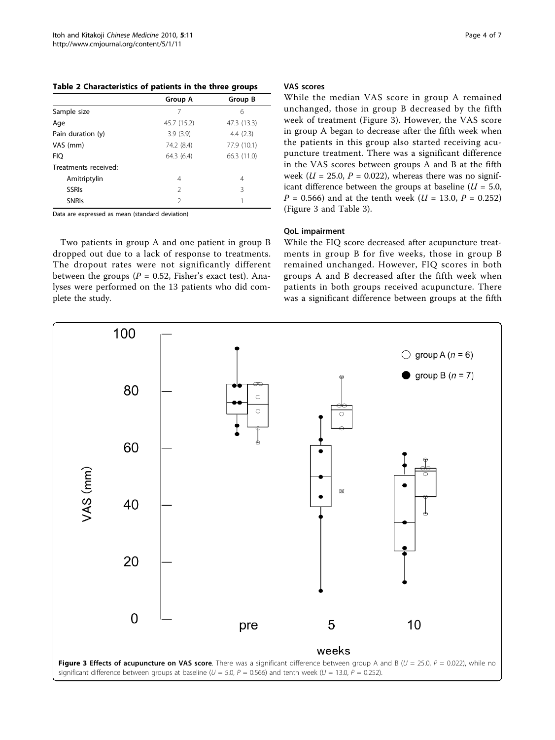**Table 2 Characteristics of patients in the three groups**

| | Group A | Group B |
|---|---|---|
| Sample size | 7 | 6 |
| Age | 45.7 (15.2) | 47.3 (13.3) |
| Pain duration (y) | 3.9 (3.9) | 4.4 (2.3) |
| VAS (mm) | 74.2 (8.4) | 77.9 (10.1) |
| FIQ | 64.3 (6.4) | 66.3 (11.0) |
| Treatments received: | | |
| Amitriptylin | 4 | 4 |
| SSRIs | 2 | 3 |
| SNRIs | 2 | 1 |

Data are expressed as mean (standard deviation)

Two patients in group A and one patient in group B dropped out due to a lack of response to treatments. The dropout rates were not significantly different between the groups ($P$ = 0.52, Fisher's exact test). Analyses were performed on the 13 patients who did complete the study.

### VAS scores

While the median VAS score in group A remained unchanged, those in group B decreased by the fifth week of treatment (Figure 3). However, the VAS score in group A began to decrease after the fifth week when the patients in this group also started receiving acupuncture treatment. There was a significant difference in the VAS scores between groups A and B at the fifth week ($U$ = 25.0, $P$ = 0.022), whereas there was no significant difference between the groups at baseline ($U$ = 5.0, $P$ = 0.566) and at the tenth week ($U$ = 13.0, $P$ = 0.252) (Figure 3 and Table 3).

### QoL impairment

While the FIQ score decreased after acupuncture treatments in group B for five weeks, those in group B remained unchanged. However, FIQ scores in both groups A and B decreased after the fifth week when patients in both groups received acupuncture. There was a significant difference between groups at the fifth

VAS (mm)

100
80
60
40
20
0

group A ($n$ = 6)
group B ($n$ = 7)

pre
5
10

weeks

**Figure 3 Effects of acupuncture on VAS score**. There was a significant difference between group A and B ($U$ = 25.0, $P$ = 0.022), while no significant difference between groups at baseline ($U$ = 5.0, $P$ = 0.566) and tenth week ($U$ = 13.0, $P$ = 0.252).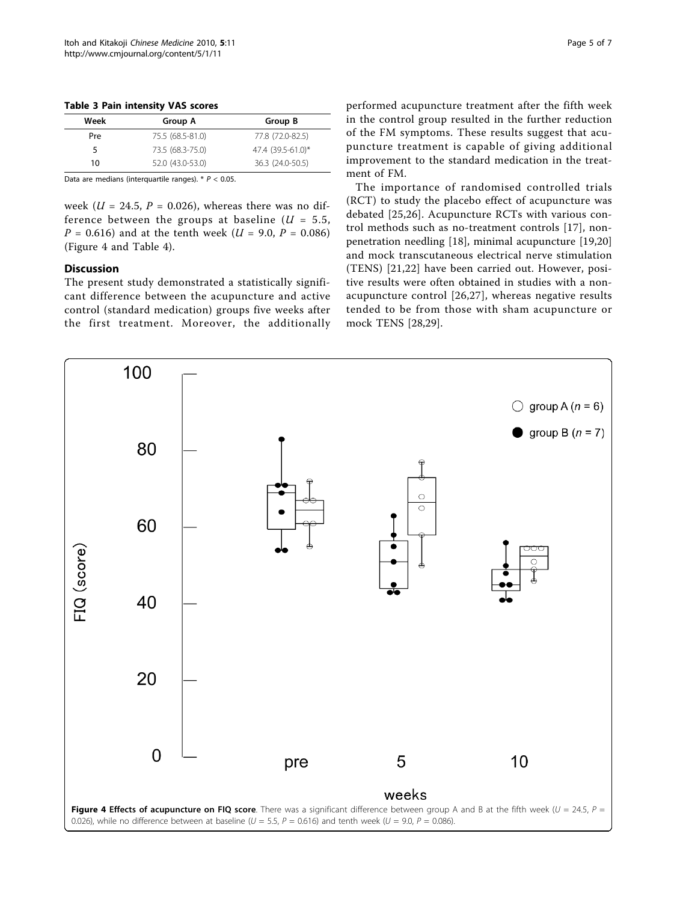**Table 3 Pain intensity VAS scores**

| Week | Group A | Group B |
|---|---|---|
| Pre | 75.5 (68.5-81.0) | 77.8 (72.0-82.5) |
| 5 | 73.5 (68.3-75.0) | 47.4 (39.5-61.0)* |
| 10 | 52.0 (43.0-53.0) | 36.3 (24.0-50.5) |

Data are medians (interquartile ranges). * $P < 0.05$.

week ($U = 24.5$, $P = 0.026$), whereas there was no difference between the groups at baseline ($U = 5.5$, $P = 0.616$) and at the tenth week ($U = 9.0$, $P = 0.086$) (Figure 4 and Table 4).

## Discussion

The present study demonstrated a statistically significant difference between the acupuncture and active control (standard medication) groups five weeks after the first treatment. Moreover, the additionally performed acupuncture treatment after the fifth week in the control group resulted in the further reduction of the FM symptoms. These results suggest that acupuncture treatment is capable of giving additional improvement to the standard medication in the treatment of FM.

The importance of randomised controlled trials (RCT) to study the placebo effect of acupuncture was debated [25,26]. Acupuncture RCTs with various control methods such as no-treatment controls [17], non-penetration needling [18], minimal acupuncture [19,20] and mock transcutaneous electrical nerve stimulation (TENS) [21,22] have been carried out. However, positive results were often obtained in studies with a non-acupuncture control [26,27], whereas negative results tended to be from those with sham acupuncture or mock TENS [28,29].

**Figure 4 Effects of acupuncture on FIQ score**. There was a significant difference between group A and B at the fifth week ($U = 24.5$, $P = 0.026$), while no difference between at baseline ($U = 5.5$, $P = 0.616$) and tenth week ($U = 9.0$, $P = 0.086$).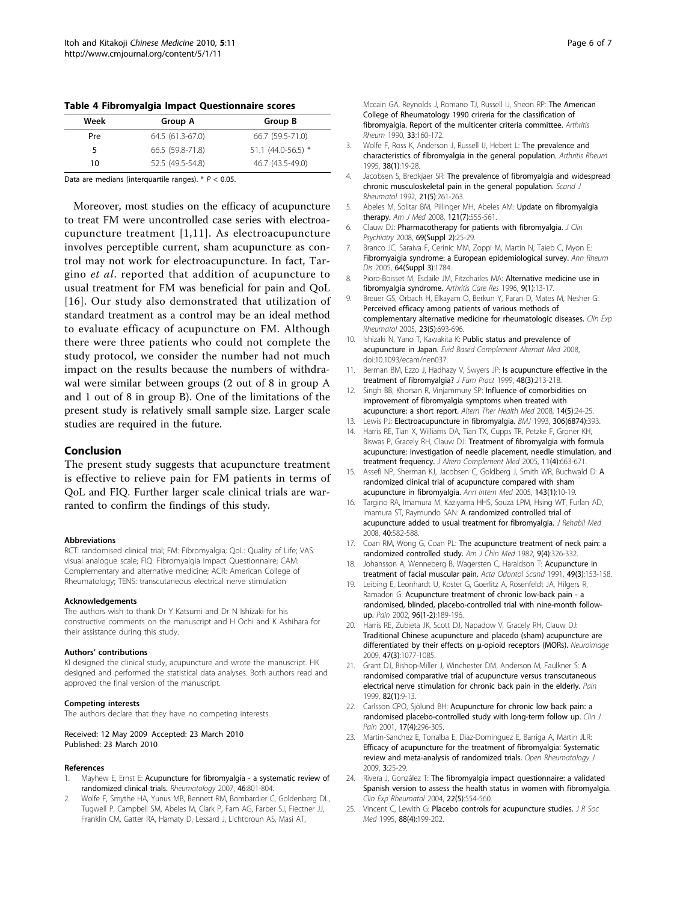**Table 4 Fibromyalgia Impact Questionnaire scores**

| Week | Group A | Group B |
| --- | --- | --- |
| Pre | 64.5 (61.3-67.0) | 66.7 (59.5-71.0) |
| 5 | 66.5 (59.8-71.8) | 51.1 (44.0-56.5) * |
| 10 | 52.5 (49.5-54.8) | 46.7 (43.5-49.0) |

Data are medians (interquartile ranges). * $P < 0.05$.

Moreover, most studies on the efficacy of acupuncture to treat FM were uncontrolled case series with electroacupuncture treatment [1,11]. As electroacupuncture involves perceptible current, sham acupuncture as control may not work for electroacupuncture. In fact, Targino *et al*. reported that addition of acupuncture to usual treatment for FM was beneficial for pain and QoL [16]. Our study also demonstrated that utilization of standard treatment as a control may be an ideal method to evaluate efficacy of acupuncture on FM. Although there were three patients who could not complete the study protocol, we consider the number had not much impact on the results because the numbers of withdrawal were similar between groups (2 out of 8 in group A and 1 out of 8 in group B). One of the limitations of the present study is relatively small sample size. Larger scale studies are required in the future.

## Conclusion

The present study suggests that acupuncture treatment is effective to relieve pain for FM patients in terms of QoL and FIQ. Further larger scale clinical trials are warranted to confirm the findings of this study.

#### Abbreviations

RCT: randomised clinical trial; FM: Fibromyalgia; QoL: Quality of Life; VAS: visual analogue scale; FIQ: Fibromyalgia Impact Questionnaire; CAM: Complementary and alternative medicine; ACR: American College of Rheumatology; TENS: transcutaneous electrical nerve stimulation

#### Acknowledgements

The authors wish to thank Dr Y Katsumi and Dr N Ishizaki for his constructive comments on the manuscript and H Ochi and K Ashihara for their assistance during this study.

#### Authors' contributions

KI designed the clinical study, acupuncture and wrote the manuscript. HK designed and performed the statistical data analyses. Both authors read and approved the final version of the manuscript.

#### Competing interests

The authors declare that they have no competing interests.

Received: 12 May 2009 Accepted: 23 March 2010
Published: 23 March 2010

#### References

1. Mayhew E, Ernst E: **Acupuncture for fibromyalgia - a systematic review of randomized clinical trials.** *Rheumatology* 2007, **46**:801-804.
2. Wolfe F, Smythe HA, Yunus MB, Bennett RM, Bombardier C, Goldenberg DL, Tugwell P, Campbell SM, Abeles M, Clark P, Fam AG, Farber SJ, Fiectner JJ, Franklin CM, Gatter RA, Hamaty D, Lessard J, Lichtbroun AS, Masi AT, Mccain GA, Reynolds J, Romano TJ, Russell IJ, Sheon RP: **The American College of Rheumatology 1990 crireria for the classification of fibromyalgia. Report of the multicenter criteria committee.** *Arthritis Rheum* 1990, **33**:160-172.
3. Wolfe F, Ross K, Anderson J, Russell IJ, Hebert L: **The prevalence and characteristics of fibromyalgia in the general population.** *Arthritis Rheum* 1995, **38(1)**:19-28.
4. Jacobsen S, Bredkjaer SR: **The prevalence of fibromyalgia and widespread chronic musculoskeletal pain in the general population.** *Scand J Rheumatol* 1992, **21(5)**:261-263.
5. Abeles M, Solitar BM, Pillinger MH, Abeles AM: **Update on fibromyalgia therapy.** *Am J Med* 2008, **121(7)**:555-561.
6. Clauw DJ: **Pharmacotherapy for patients with fibromyalgia.** *J Clin Psychiatry* 2008, **69(Suppl 2)**:25-29.
7. Branco JC, Saraiva F, Cerinic MM, Zoppi M, Martin N, Taieb C, Myon E: **Fibromyaigia syndrome: a European epidemiological survey.** *Ann Rheum Dis* 2005, **64(Suppl 3)**:1784.
8. Pioro-Boisset M, Esdaile JM, Fitzcharles MA: **Alternative medicine use in fibromyalgia syndrome.** *Arthritis Care Res* 1996, **9(1)**:13-17.
9. Breuer GS, Orbach H, Elkayam O, Berkun Y, Paran D, Mates M, Nesher G: **Perceived efficacy among patients of various methods of complementary alternative medicine for rheumatologic diseases.** *Clin Exp Rheumatol* 2005, **23(5)**:693-696.
10. Ishizaki N, Yano T, Kawakita K: **Public status and prevalence of acupuncture in Japan.** *Evid Based Complement Alternat Med* 2008, doi:10.1093/ecam/nen037.
11. Berman BM, Ezzo J, Hadhazy V, Swyers JP: **Is acupuncture effective in the treatment of fibromyalgia?** *J Fam Pract* 1999, **48(3)**:213-218.
12. Singh BB, Khorsan R, Vinjammury SP: **Influence of comorbidities on improvement of fibromyalgia symptoms when treated with acupuncture: a short report.** *Altern Ther Health Med* 2008, **14(5)**:24-25.
13. Lewis PJ: **Electroacupuncture in fibromyalgia.** *BMJ* 1993, **306(6874)**:393.
14. Harris RE, Tian X, Williams DA, Tian TX, Cupps TR, Petzke F, Groner KH, Biswas P, Gracely RH, Clauw DJ: **Treatment of fibromyalgia with formula acupuncture: investigation of needle placement, needle stimulation, and treatment frequency.** *J Altern Complement Med* 2005, **11(4)**:663-671.
15. Assefi NP, Sherman KJ, Jacobsen C, Goldberg J, Smith WR, Buchwald D: **A randomized clinical trial of acupuncture compared with sham acupuncture in fibromyalgia.** *Ann Intern Med* 2005, **143(1)**:10-19.
16. Targino RA, Imamura M, Kaziyama HHS, Souza LPM, Hsing WT, Furlan AD, Imamura ST, Raymundo SAN: **A randomized controlled trial of acupuncture added to usual treatment for fibromyalgia.** *J Rehabil Med* 2008, **40**:582-588.
17. Coan RM, Wong G, Coan PL: **The acupuncture treatment of neck pain: a randomized controlled study.** *Am J Chin Med* 1982, **9(4)**:326-332.
18. Johansson A, Wenneberg B, Wagersten C, Haraldson T: **Acupuncture in treatment of facial muscular pain.** *Acta Odontol Scand* 1991, **49(3)**:153-158.
19. Leibing E, Leonhardt U, Koster G, Goerlitz A, Rosenfeldt JA, Hilgers R, Ramadori G: **Acupuncture treatment of chronic low-back pain - a randomised, blinded, placebo-controlled trial with nine-month follow-up.** *Pain* 2002, **96(1-2)**:189-196.
20. Harris RE, Zubieta JK, Scott DJ, Napadow V, Gracely RH, Clauw DJ: **Traditional Chinese acupuncture and placedo (sham) acupuncture are differentiated by their effects on µ-opioid receptors (MORs).** *Neuroimage* 2009, **47(3)**:1077-1085.
21. Grant DJ, Bishop-Miller J, Winchester DM, Anderson M, Faulkner S: **A randomised comparative trial of acupuncture versus transcutaneous electrical nerve stimulation for chronic back pain in the elderly.** *Pain* 1999, **82(1)**:9-13.
22. Carlsson CPO, Sjölund BH: **Acupuncture for chronic low back pain: a randomised placebo-controlled study with long-term follow up.** *Clin J Pain* 2001, **17(4)**:296-305.
23. Martin-Sanchez E, Torralba E, Diaz-Dominguez E, Barriga A, Martin JLR: **Efficacy of acupuncture for the treatment of fibromyalgia: Systematic review and meta-analysis of randomized trials.** *Open Rheumatology J* 2009, **3**:25-29.
24. Rivera J, González T: **The fibromyalgia impact questionnaire: a validated Spanish version to assess the health status in women with fibromyalgia.** *Clin Exp Rheumatol* 2004, **22(5)**:554-560.
25. Vincent C, Lewith G: **Placebo controls for acupuncture studies.** *J R Soc Med* 1995, **88(4)**:199-202.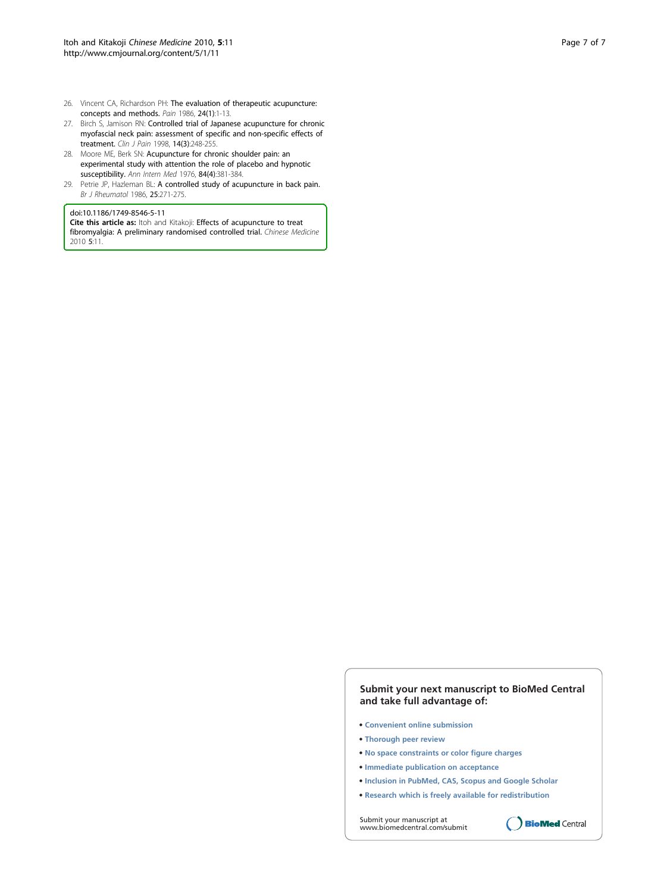26. Vincent CA, Richardson PH: **The evaluation of therapeutic acupuncture: concepts and methods.** *Pain* 1986, **24(1)**:1-13.
27. Birch S, Jamison RN: **Controlled trial of Japanese acupuncture for chronic myofascial neck pain: assessment of specific and non-specific effects of treatment.** *Clin J Pain* 1998, **14(3)**:248-255.
28. Moore ME, Berk SN: **Acupuncture for chronic shoulder pain: an experimental study with attention the role of placebo and hypnotic susceptibility.** *Ann Intern Med* 1976, **84(4)**:381-384.
29. Petrie JP, Hazleman BL: **A controlled study of acupuncture in back pain.** *Br J Rheumatol* 1986, **25**:271-275.

doi:10.1186/1749-8546-5-11
**Cite this article as:** Itoh and Kitakoji: **Effects of acupuncture to treat fibromyalgia: A preliminary randomised controlled trial.** *Chinese Medicine* 2010 **5**:11.

**Submit your next manuscript to BioMed Central and take full advantage of:**

- **Convenient online submission**
- **Thorough peer review**
- **No space constraints or color figure charges**
- **Immediate publication on acceptance**
- **Inclusion in PubMed, CAS, Scopus and Google Scholar**
- **Research which is freely available for redistribution**

Submit your manuscript at
www.biomedcentral.com/submit

BioMed Central